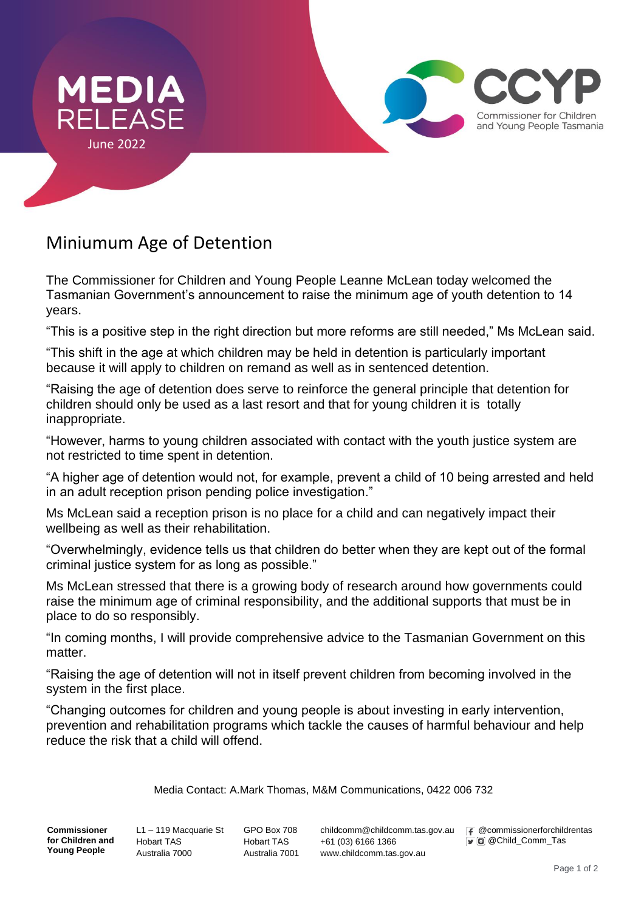MEDIA RELEASE

June 2022

CCYP Commissioner for Children and Young People Tasmania

# Miniumum Age of Detention

The Commissioner for Children and Young People Leanne McLean today welcomed the Tasmanian Government's announcement to raise the minimum age of youth detention to 14 years.

"This is a positive step in the right direction but more reforms are still needed," Ms McLean said.

"This shift in the age at which children may be held in detention is particularly important because it will apply to children on remand as well as in sentenced detention.

"Raising the age of detention does serve to reinforce the general principle that detention for children should only be used as a last resort and that for young children it is totally inappropriate.

"However, harms to young children associated with contact with the youth justice system are not restricted to time spent in detention.

"A higher age of detention would not, for example, prevent a child of 10 being arrested and held in an adult reception prison pending police investigation."

Ms McLean said a reception prison is no place for a child and can negatively impact their wellbeing as well as their rehabilitation.

"Overwhelmingly, evidence tells us that children do better when they are kept out of the formal criminal justice system for as long as possible."

Ms McLean stressed that there is a growing body of research around how governments could raise the minimum age of criminal responsibility, and the additional supports that must be in place to do so responsibly.

"In coming months, I will provide comprehensive advice to the Tasmanian Government on this matter.

"Raising the age of detention will not in itself prevent children from becoming involved in the system in the first place.

"Changing outcomes for children and young people is about investing in early intervention, prevention and rehabilitation programs which tackle the causes of harmful behaviour and help reduce the risk that a child will offend.

Media Contact: A.Mark Thomas, M&M Communications, 0422 006 732

**Commissioner for Children and Young People**
L1 – 119 Macquarie St, Hobart TAS, Australia 7000
GPO Box 708, Hobart TAS, Australia 7001
childcomm@childcomm.tas.gov.au
+61 (03) 6166 1366
www.childcomm.tas.gov.au
@commissionerforchildrentas
@Child_Comm_Tas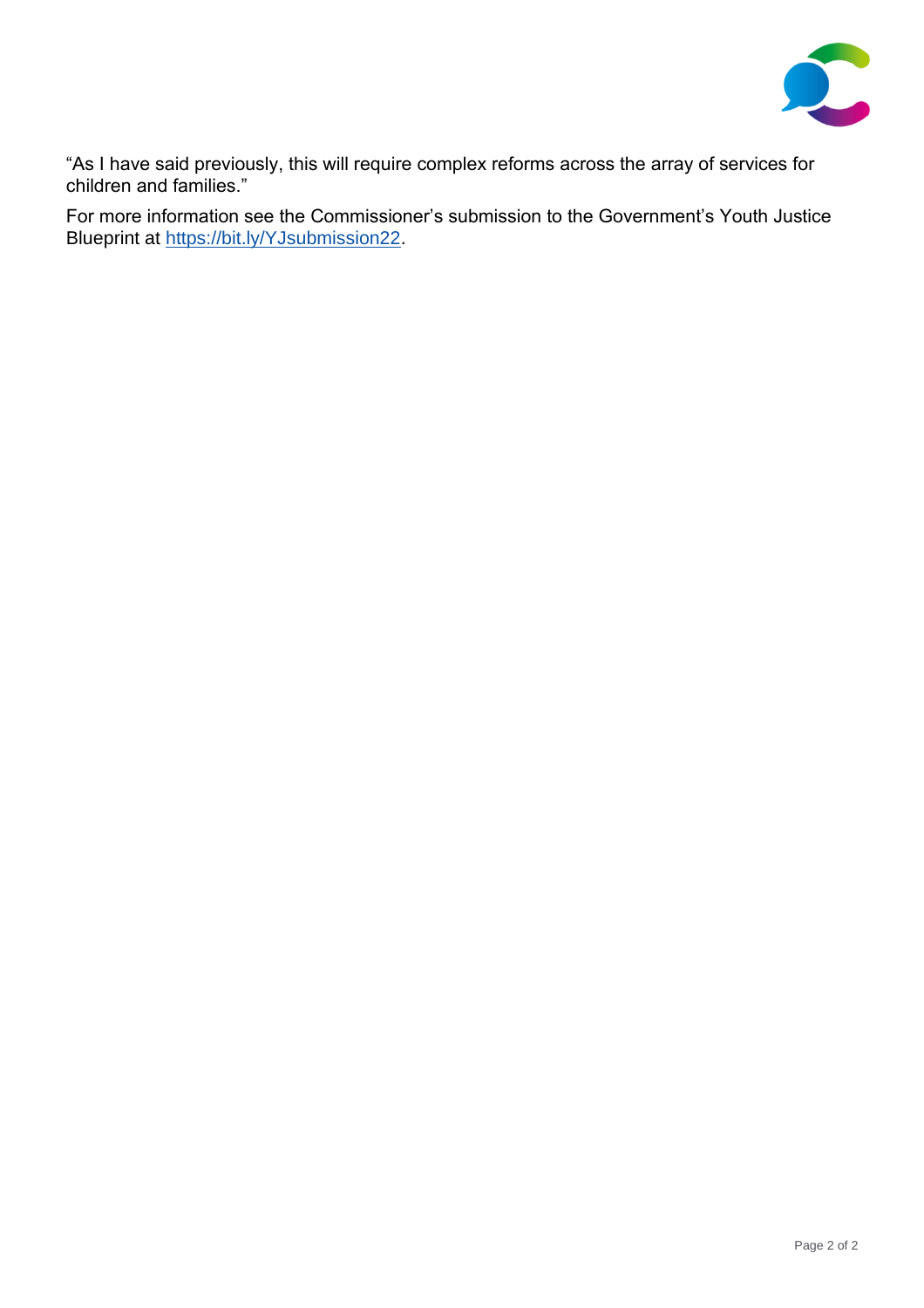"As I have said previously, this will require complex reforms across the array of services for children and families."

For more information see the Commissioner's submission to the Government's Youth Justice Blueprint at https://bit.ly/YJsubmission22.